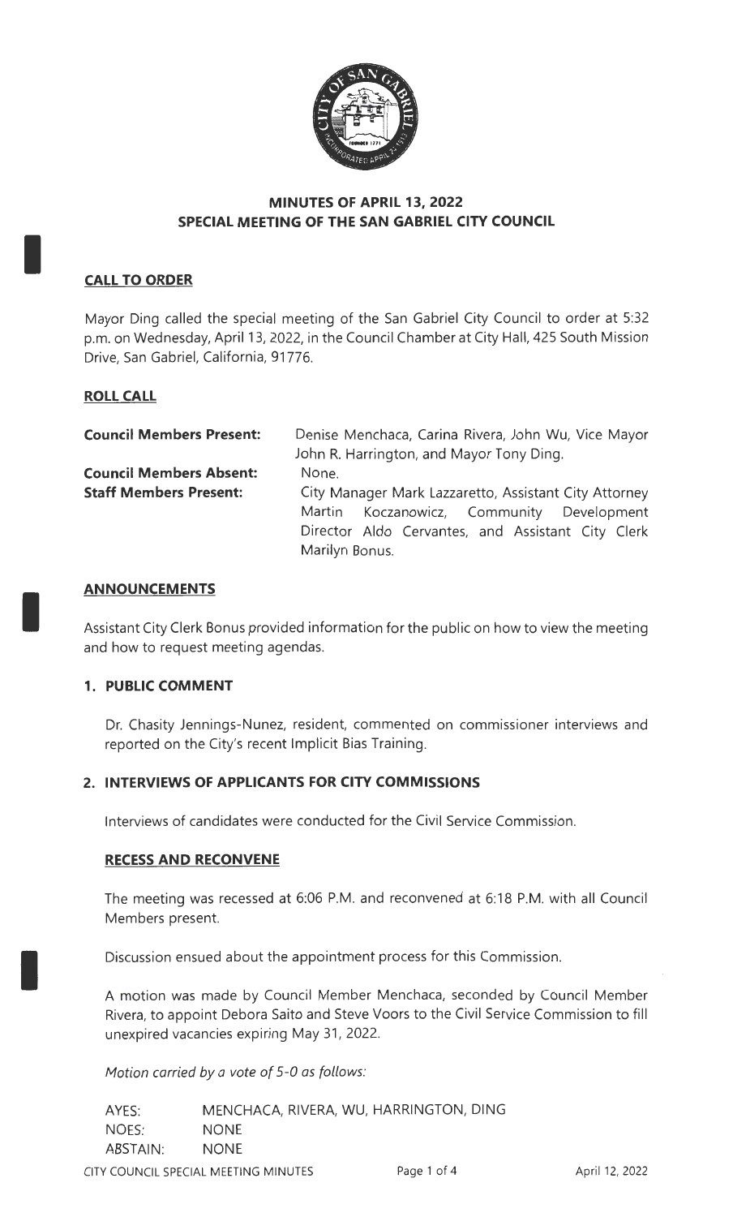# MINUTES OF APRIL 13, 2022
# SPECIAL MEETING OF THE SAN GABRIEL CITY COUNCIL

## CALL TO ORDER

Mayor Ding called the special meeting of the San Gabriel City Council to order at 5:32 p.m. on Wednesday, April 13, 2022, in the Council Chamber at City Hall, 425 South Mission Drive, San Gabriel, California, 91776.

## ROLL CALL

| | |
|---|---|
| **Council Members Present:** | Denise Menchaca, Carina Rivera, John Wu, Vice Mayor John R. Harrington, and Mayor Tony Ding. |
| **Council Members Absent:** | None. |
| **Staff Members Present:** | City Manager Mark Lazzaretto, Assistant City Attorney Martin Koczanowicz, Community Development Director Aldo Cervantes, and Assistant City Clerk Marilyn Bonus. |

## ANNOUNCEMENTS

Assistant City Clerk Bonus provided information for the public on how to view the meeting and how to request meeting agendas.

### 1. PUBLIC COMMENT

Dr. Chasity Jennings-Nunez, resident, commented on commissioner interviews and reported on the City's recent Implicit Bias Training.

### 2. INTERVIEWS OF APPLICANTS FOR CITY COMMISSIONS

Interviews of candidates were conducted for the Civil Service Commission.

#### RECESS AND RECONVENE

The meeting was recessed at 6:06 P.M. and reconvened at 6:18 P.M. with all Council Members present.

Discussion ensued about the appointment process for this Commission.

A motion was made by Council Member Menchaca, seconded by Council Member Rivera, to appoint Debora Saito and Steve Voors to the Civil Service Commission to fill unexpired vacancies expiring May 31, 2022.

*Motion carried by a vote of 5-0 as follows:*

| | |
|---|---|
| AYES: | MENCHACA, RIVERA, WU, HARRINGTON, DING |
| NOES: | NONE |
| ABSTAIN: | NONE |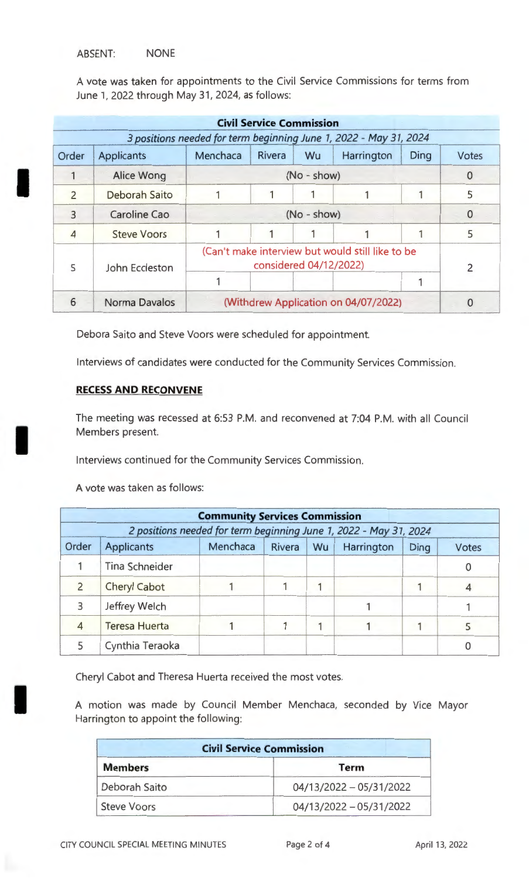ABSENT: NONE

A vote was taken for appointments to the Civil Service Commissions for terms from June 1, 2022 through May 31, 2024, as follows:

| **Civil Service Commission** | | | | | | | |
|---|---|---|---|---|---|---|---|
| *3 positions needed for term beginning June 1, 2022 - May 31, 2024* | | | | | | | |
| Order | Applicants | Menchaca | Rivera | Wu | Harrington | Ding | Votes |
| 1 | Alice Wong | (No - show) | | | | | 0 |
| 2 | Deborah Saito | 1 | 1 | 1 | 1 | 1 | 5 |
| 3 | Caroline Cao | (No - show) | | | | | 0 |
| 4 | Steve Voors | 1 | 1 | 1 | 1 | 1 | 5 |
| 5 | John Eccleston | (Can't make interview but would still like to be considered 04/12/2022) | | | | | 2 |
| | | 1 | | | | 1 | |
| 6 | Norma Davalos | (Withdrew Application on 04/07/2022) | | | | | 0 |

Debora Saito and Steve Voors were scheduled for appointment.

Interviews of candidates were conducted for the Community Services Commission.

**RECESS AND RECONVENE**

The meeting was recessed at 6:53 P.M. and reconvened at 7:04 P.M. with all Council Members present.

Interviews continued for the Community Services Commission.

A vote was taken as follows:

| **Community Services Commission** | | | | | | | |
|---|---|---|---|---|---|---|---|
| *2 positions needed for term beginning June 1, 2022 - May 31, 2024* | | | | | | | |
| Order | Applicants | Menchaca | Rivera | Wu | Harrington | Ding | Votes |
| 1 | Tina Schneider | | | | | | 0 |
| 2 | Cheryl Cabot | 1 | 1 | 1 | | 1 | 4 |
| 3 | Jeffrey Welch | | | | 1 | | 1 |
| 4 | Teresa Huerta | 1 | 1 | 1 | 1 | 1 | 5 |
| 5 | Cynthia Teraoka | | | | | | 0 |

Cheryl Cabot and Theresa Huerta received the most votes.

A motion was made by Council Member Menchaca, seconded by Vice Mayor Harrington to appoint the following:

| **Civil Service Commission** | |
|---|---|
| **Members** | **Term** |
| Deborah Saito | 04/13/2022 – 05/31/2022 |
| Steve Voors | 04/13/2022 – 05/31/2022 |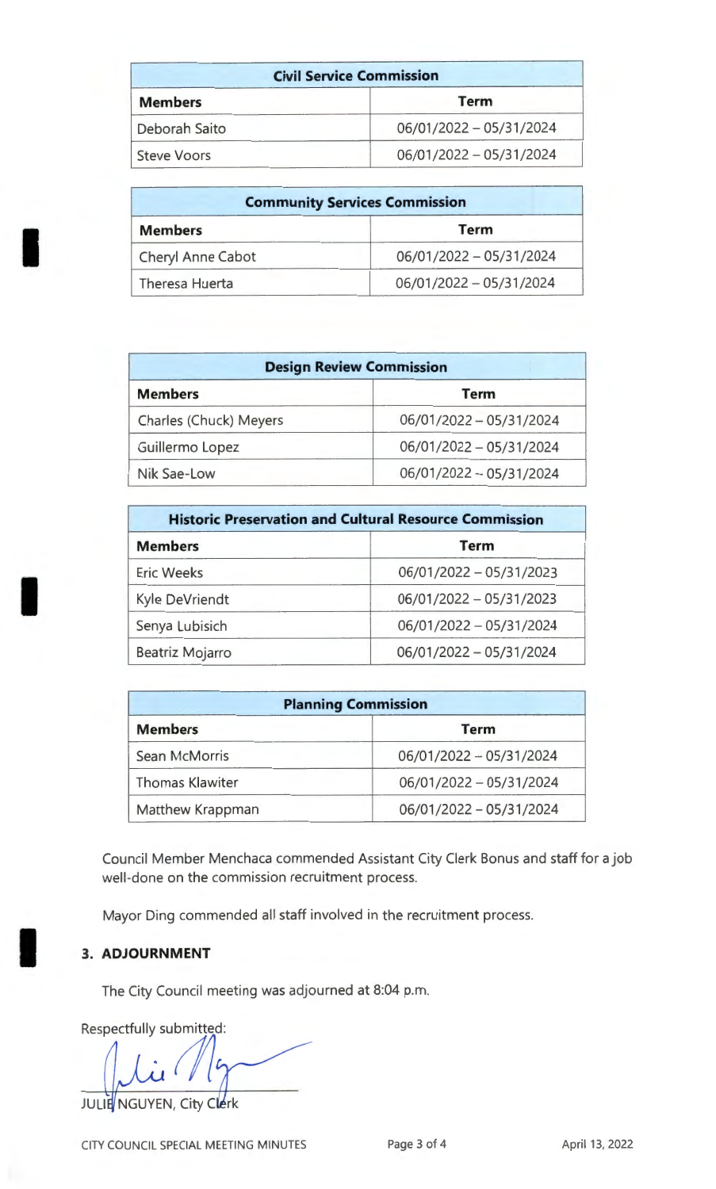| Civil Service Commission | |
|---|---|
| **Members** | **Term** |
| Deborah Saito | 06/01/2022 – 05/31/2024 |
| Steve Voors | 06/01/2022 – 05/31/2024 |

| Community Services Commission | |
|---|---|
| **Members** | **Term** |
| Cheryl Anne Cabot | 06/01/2022 – 05/31/2024 |
| Theresa Huerta | 06/01/2022 – 05/31/2024 |

| Design Review Commission | |
|---|---|
| **Members** | **Term** |
| Charles (Chuck) Meyers | 06/01/2022 – 05/31/2024 |
| Guillermo Lopez | 06/01/2022 – 05/31/2024 |
| Nik Sae-Low | 06/01/2022 – 05/31/2024 |

| Historic Preservation and Cultural Resource Commission | |
|---|---|
| **Members** | **Term** |
| Eric Weeks | 06/01/2022 – 05/31/2023 |
| Kyle DeVriendt | 06/01/2022 – 05/31/2023 |
| Senya Lubisich | 06/01/2022 – 05/31/2024 |
| Beatriz Mojarro | 06/01/2022 – 05/31/2024 |

| Planning Commission | |
|---|---|
| **Members** | **Term** |
| Sean McMorris | 06/01/2022 – 05/31/2024 |
| Thomas Klawiter | 06/01/2022 – 05/31/2024 |
| Matthew Krappman | 06/01/2022 – 05/31/2024 |

Council Member Menchaca commended Assistant City Clerk Bonus and staff for a job well-done on the commission recruitment process.

Mayor Ding commended all staff involved in the recruitment process.

## 3. ADJOURNMENT

The City Council meeting was adjourned at 8:04 p.m.

Respectfully submitted:

JULIE NGUYEN, City Clerk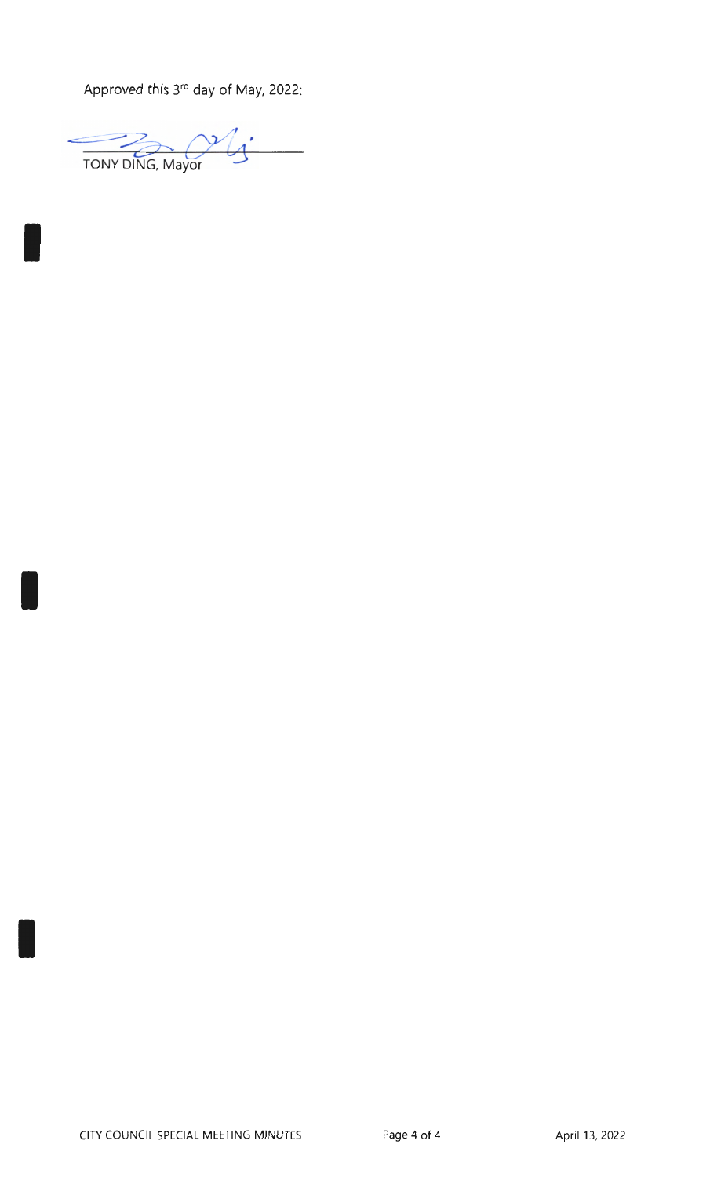Approved this 3rd day of May, 2022:

TONY DING, Mayor